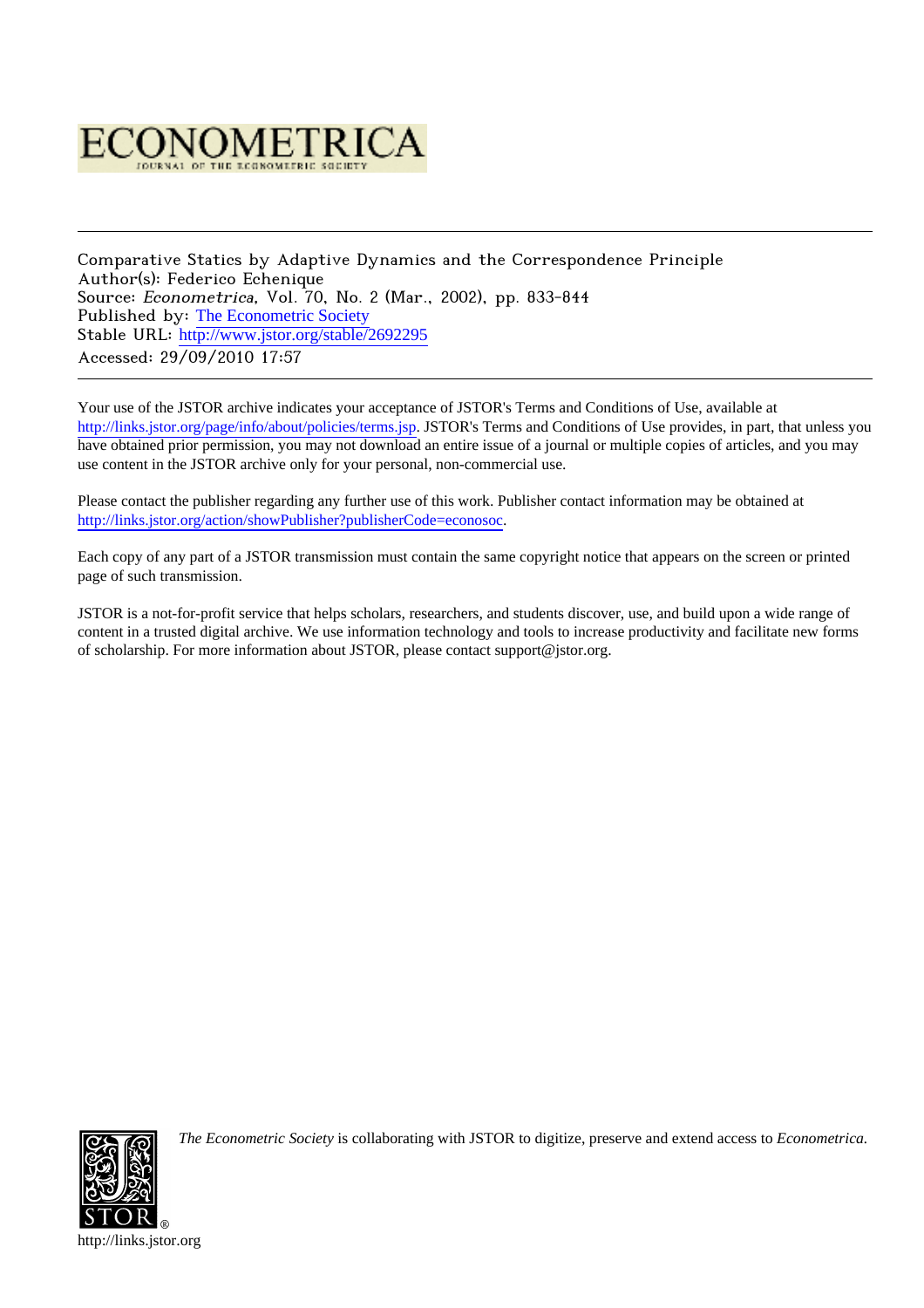# ECONOMETRICA

JOURNAL OF THE ECONOMETRIC SOCIETY

---

Comparative Statics by Adaptive Dynamics and the Correspondence Principle
Author(s): Federico Echenique
Source: *Econometrica*, Vol. 70, No. 2 (Mar., 2002), pp. 833-844
Published by: The Econometric Society
Stable URL: http://www.jstor.org/stable/2692295
Accessed: 29/09/2010 17:57

---

Your use of the JSTOR archive indicates your acceptance of JSTOR's Terms and Conditions of Use, available at http://links.jstor.org/page/info/about/policies/terms.jsp. JSTOR's Terms and Conditions of Use provides, in part, that unless you have obtained prior permission, you may not download an entire issue of a journal or multiple copies of articles, and you may use content in the JSTOR archive only for your personal, non-commercial use.

Please contact the publisher regarding any further use of this work. Publisher contact information may be obtained at http://links.jstor.org/action/showPublisher?publisherCode=econosoc.

Each copy of any part of a JSTOR transmission must contain the same copyright notice that appears on the screen or printed page of such transmission.

JSTOR is a not-for-profit service that helps scholars, researchers, and students discover, use, and build upon a wide range of content in a trusted digital archive. We use information technology and tools to increase productivity and facilitate new forms of scholarship. For more information about JSTOR, please contact support@jstor.org.

*The Econometric Society* is collaborating with JSTOR to digitize, preserve and extend access to *Econometrica*.

http://links.jstor.org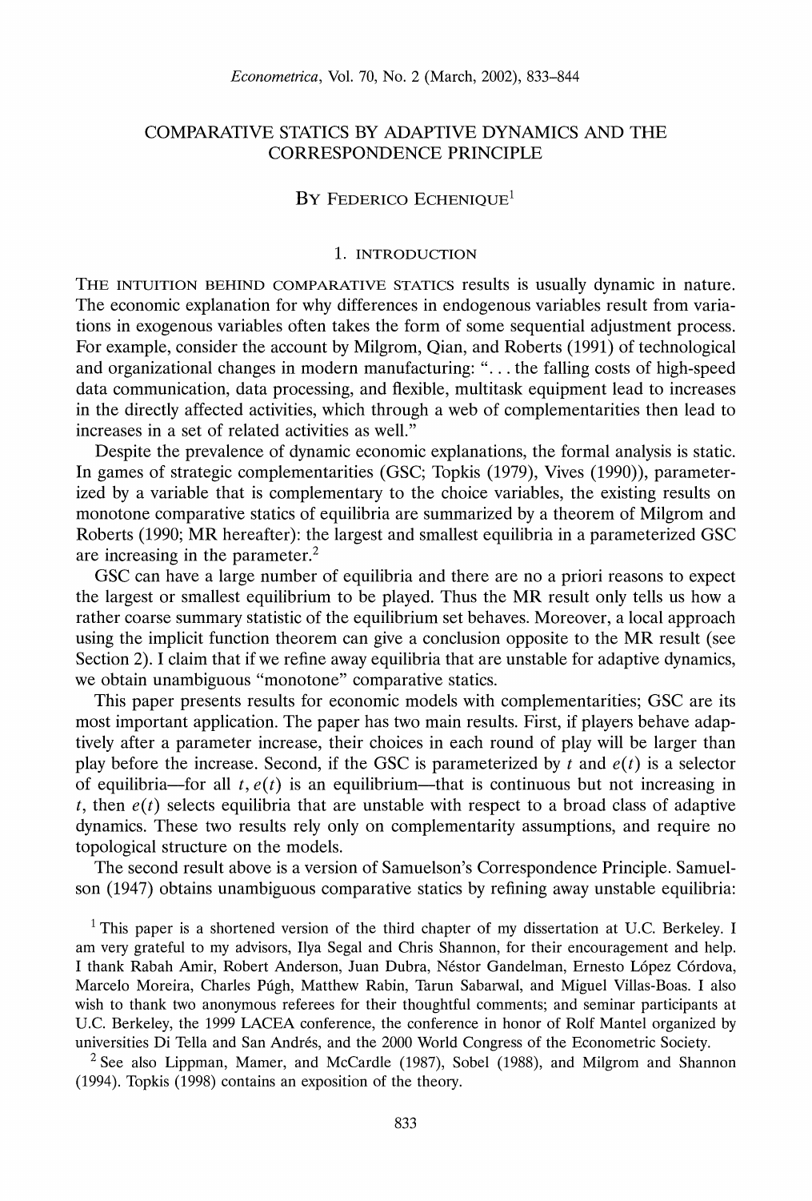# COMPARATIVE STATICS BY ADAPTIVE DYNAMICS AND THE CORRESPONDENCE PRINCIPLE

By Federico Echenique[1]

## 1. INTRODUCTION

THE INTUITION BEHIND COMPARATIVE STATICS results is usually dynamic in nature. The economic explanation for why differences in endogenous variables result from variations in exogenous variables often takes the form of some sequential adjustment process. For example, consider the account by Milgrom, Qian, and Roberts (1991) of technological and organizational changes in modern manufacturing: "... the falling costs of high-speed data communication, data processing, and flexible, multitask equipment lead to increases in the directly affected activities, which through a web of complementarities then lead to increases in a set of related activities as well."

Despite the prevalence of dynamic economic explanations, the formal analysis is static. In games of strategic complementarities (GSC; Topkis (1979), Vives (1990)), parameterized by a variable that is complementary to the choice variables, the existing results on monotone comparative statics of equilibria are summarized by a theorem of Milgrom and Roberts (1990; MR hereafter): the largest and smallest equilibria in a parameterized GSC are increasing in the parameter.[2]

GSC can have a large number of equilibria and there are no a priori reasons to expect the largest or smallest equilibrium to be played. Thus the MR result only tells us how a rather coarse summary statistic of the equilibrium set behaves. Moreover, a local approach using the implicit function theorem can give a conclusion opposite to the MR result (see Section 2). I claim that if we refine away equilibria that are unstable for adaptive dynamics, we obtain unambiguous "monotone" comparative statics.

This paper presents results for economic models with complementarities; GSC are its most important application. The paper has two main results. First, if players behave adaptively after a parameter increase, their choices in each round of play will be larger than play before the increase. Second, if the GSC is parameterized by $t$ and $e(t)$ is a selector of equilibria—for all $t, e(t)$ is an equilibrium—that is continuous but not increasing in $t$, then $e(t)$ selects equilibria that are unstable with respect to a broad class of adaptive dynamics. These two results rely only on complementarity assumptions, and require no topological structure on the models.

The second result above is a version of Samuelson's Correspondence Principle. Samuelson (1947) obtains unambiguous comparative statics by refining away unstable equilibria:

[1] This paper is a shortened version of the third chapter of my dissertation at U.C. Berkeley. I am very grateful to my advisors, Ilya Segal and Chris Shannon, for their encouragement and help. I thank Rabah Amir, Robert Anderson, Juan Dubra, Néstor Gandelman, Ernesto López Córdova, Marcelo Moreira, Charles Púgh, Matthew Rabin, Tarun Sabarwal, and Miguel Villas-Boas. I also wish to thank two anonymous referees for their thoughtful comments; and seminar participants at U.C. Berkeley, the 1999 LACEA conference, the conference in honor of Rolf Mantel organized by universities Di Tella and San Andrés, and the 2000 World Congress of the Econometric Society.

[2] See also Lippman, Mamer, and McCardle (1987), Sobel (1988), and Milgrom and Shannon (1994). Topkis (1998) contains an exposition of the theory.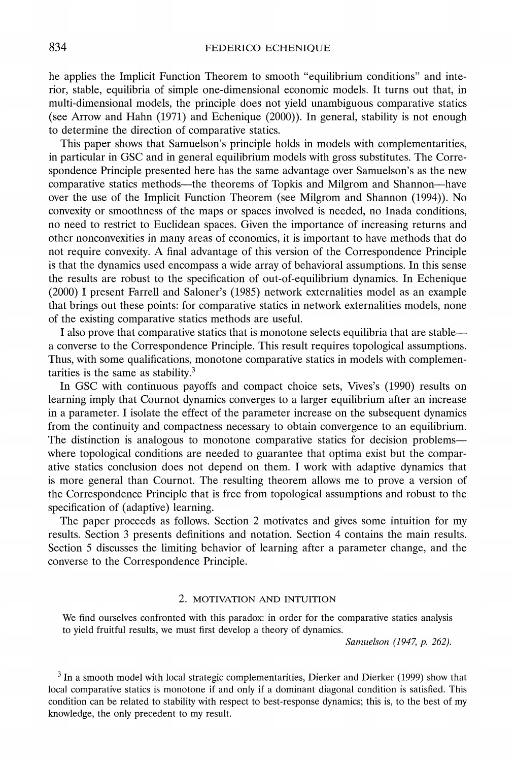he applies the Implicit Function Theorem to smooth "equilibrium conditions" and interior, stable, equilibria of simple one-dimensional economic models. It turns out that, in multi-dimensional models, the principle does not yield unambiguous comparative statics (see Arrow and Hahn (1971) and Echenique (2000)). In general, stability is not enough to determine the direction of comparative statics.

This paper shows that Samuelson's principle holds in models with complementarities, in particular in GSC and in general equilibrium models with gross substitutes. The Correspondence Principle presented here has the same advantage over Samuelson's as the new comparative statics methods—the theorems of Topkis and Milgrom and Shannon—have over the use of the Implicit Function Theorem (see Milgrom and Shannon (1994)). No convexity or smoothness of the maps or spaces involved is needed, no Inada conditions, no need to restrict to Euclidean spaces. Given the importance of increasing returns and other nonconvexities in many areas of economics, it is important to have methods that do not require convexity. A final advantage of this version of the Correspondence Principle is that the dynamics used encompass a wide array of behavioral assumptions. In this sense the results are robust to the specification of out-of-equilibrium dynamics. In Echenique (2000) I present Farrell and Saloner's (1985) network externalities model as an example that brings out these points: for comparative statics in network externalities models, none of the existing comparative statics methods are useful.

I also prove that comparative statics that is monotone selects equilibria that are stable—a converse to the Correspondence Principle. This result requires topological assumptions. Thus, with some qualifications, monotone comparative statics in models with complementarities is the same as stability.[3]

In GSC with continuous payoffs and compact choice sets, Vives's (1990) results on learning imply that Cournot dynamics converges to a larger equilibrium after an increase in a parameter. I isolate the effect of the parameter increase on the subsequent dynamics from the continuity and compactness necessary to obtain convergence to an equilibrium. The distinction is analogous to monotone comparative statics for decision problems—where topological conditions are needed to guarantee that optima exist but the comparative statics conclusion does not depend on them. I work with adaptive dynamics that is more general than Cournot. The resulting theorem allows me to prove a version of the Correspondence Principle that is free from topological assumptions and robust to the specification of (adaptive) learning.

The paper proceeds as follows. Section 2 motivates and gives some intuition for my results. Section 3 presents definitions and notation. Section 4 contains the main results. Section 5 discusses the limiting behavior of learning after a parameter change, and the converse to the Correspondence Principle.

## 2. MOTIVATION AND INTUITION

> We find ourselves confronted with this paradox: in order for the comparative statics analysis to yield fruitful results, we must first develop a theory of dynamics.
>
> *Samuelson (1947, p. 262).*

[3] In a smooth model with local strategic complementarities, Dierker and Dierker (1999) show that local comparative statics is monotone if and only if a dominant diagonal condition is satisfied. This condition can be related to stability with respect to best-response dynamics; this is, to the best of my knowledge, the only precedent to my result.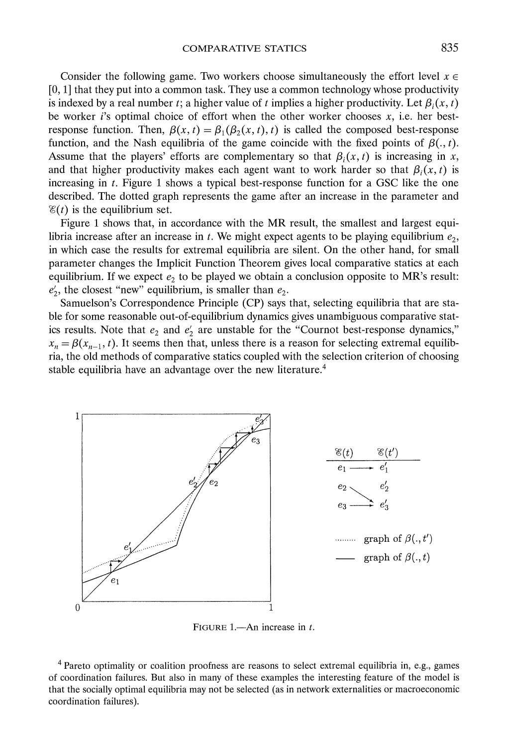Consider the following game. Two workers choose simultaneously the effort level $x \in [0, 1]$ that they put into a common task. They use a common technology whose productivity is indexed by a real number $t$; a higher value of $t$ implies a higher productivity. Let $\beta_i(x, t)$ be worker $i$'s optimal choice of effort when the other worker chooses $x$, i.e. her best-response function. Then, $\beta(x, t) = \beta_1(\beta_2(x, t), t)$ is called the composed best-response function, and the Nash equilibria of the game coincide with the fixed points of $\beta(., t)$. Assume that the players' efforts are complementary so that $\beta_i(x, t)$ is increasing in $x$, and that higher productivity makes each agent want to work harder so that $\beta_i(x, t)$ is increasing in $t$. Figure 1 shows a typical best-response function for a GSC like the one described. The dotted graph represents the game after an increase in the parameter and $\mathscr{E}(t)$ is the equilibrium set.

Figure 1 shows that, in accordance with the MR result, the smallest and largest equilibria increase after an increase in $t$. We might expect agents to be playing equilibrium $e_2$, in which case the results for extremal equilibria are silent. On the other hand, for small parameter changes the Implicit Function Theorem gives local comparative statics at each equilibrium. If we expect $e_2$ to be played we obtain a conclusion opposite to MR's result: $e_2'$, the closest "new" equilibrium, is smaller than $e_2$.

Samuelson's Correspondence Principle (CP) says that, selecting equilibria that are stable for some reasonable out-of-equilibrium dynamics gives unambiguous comparative statics results. Note that $e_2$ and $e_2'$ are unstable for the "Cournot best-response dynamics," $x_n = \beta(x_{n-1}, t)$. It seems then that, unless there is a reason for selecting extremal equilibria, the old methods of comparative statics coupled with the selection criterion of choosing stable equilibria have an advantage over the new literature.[4]

| $\mathscr{E}(t)$ | | $\mathscr{E}(t')$ |
|---|---|---|
| $e_1$ | $\longrightarrow$ | $e_1'$ |
| $e_2$ | $\searrow$ | $e_2'$ |
| $e_3$ | $\longrightarrow$ | $e_3'$ |

......... graph of $\beta(., t')$

—— graph of $\beta(., t)$

FIGURE 1.—An increase in $t$.

[4] Pareto optimality or coalition proofness are reasons to select extremal equilibria in, e.g., games of coordination failures. But also in many of these examples the interesting feature of the model is that the socially optimal equilibria may not be selected (as in network externalities or macroeconomic coordination failures).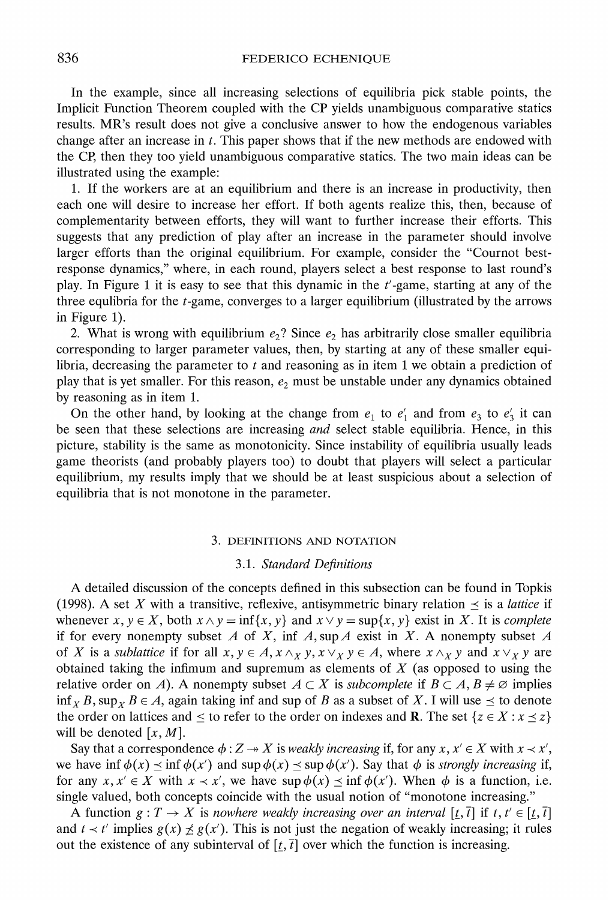In the example, since all increasing selections of equilibria pick stable points, the Implicit Function Theorem coupled with the CP yields unambiguous comparative statics results. MR's result does not give a conclusive answer to how the endogenous variables change after an increase in $t$. This paper shows that if the new methods are endowed with the CP, then they too yield unambiguous comparative statics. The two main ideas can be illustrated using the example:

1. If the workers are at an equilibrium and there is an increase in productivity, then each one will desire to increase her effort. If both agents realize this, then, because of complementarity between efforts, they will want to further increase their efforts. This suggests that any prediction of play after an increase in the parameter should involve larger efforts than the original equilibrium. For example, consider the "Cournot best-response dynamics," where, in each round, players select a best response to last round's play. In Figure 1 it is easy to see that this dynamic in the $t'$-game, starting at any of the three equlibria for the $t$-game, converges to a larger equilibrium (illustrated by the arrows in Figure 1).

2. What is wrong with equilibrium $e_2$? Since $e_2$ has arbitrarily close smaller equilibria corresponding to larger parameter values, then, by starting at any of these smaller equilibria, decreasing the parameter to $t$ and reasoning as in item 1 we obtain a prediction of play that is yet smaller. For this reason, $e_2$ must be unstable under any dynamics obtained by reasoning as in item 1.

On the other hand, by looking at the change from $e_1$ to $e_1'$ and from $e_3$ to $e_3'$ it can be seen that these selections are increasing *and* select stable equilibria. Hence, in this picture, stability is the same as monotonicity. Since instability of equilibria usually leads game theorists (and probably players too) to doubt that players will select a particular equilibrium, my results imply that we should be at least suspicious about a selection of equilibria that is not monotone in the parameter.

## 3. DEFINITIONS AND NOTATION

### 3.1. *Standard Definitions*

A detailed discussion of the concepts defined in this subsection can be found in Topkis (1998). A set $X$ with a transitive, reflexive, antisymmetric binary relation $\preceq$ is a *lattice* if whenever $x, y \in X$, both $x \wedge y = \inf\{x, y\}$ and $x \vee y = \sup\{x, y\}$ exist in $X$. It is *complete* if for every nonempty subset $A$ of $X$, $\inf A, \sup A$ exist in $X$. A nonempty subset $A$ of $X$ is a *sublattice* if for all $x, y \in A$, $x \wedge_X y, x \vee_X y \in A$, where $x \wedge_X y$ and $x \vee_X y$ are obtained taking the infimum and supremum as elements of $X$ (as opposed to using the relative order on $A$). A nonempty subset $A \subset X$ is *subcomplete* if $B \subset A, B \neq \varnothing$ implies $\inf_X B, \sup_X B \in A$, again taking inf and sup of $B$ as a subset of $X$. I will use $\preceq$ to denote the order on lattices and $\leq$ to refer to the order on indexes and $\mathbf{R}$. The set $\{z \in X : x \preceq z\}$ will be denoted $[x, M]$.

Say that a correspondence $\phi : Z \twoheadrightarrow X$ is *weakly increasing* if, for any $x, x' \in X$ with $x \prec x'$, we have $\inf \phi(x) \preceq \inf \phi(x')$ and $\sup \phi(x) \preceq \sup \phi(x')$. Say that $\phi$ is *strongly increasing* if, for any $x, x' \in X$ with $x \prec x'$, we have $\sup \phi(x) \preceq \inf \phi(x')$. When $\phi$ is a function, i.e. single valued, both concepts coincide with the usual notion of "monotone increasing."

A function $g : T \to X$ is *nowhere weakly increasing over an interval* $[\underline{t}, \bar{t}]$ if $t, t' \in [\underline{t}, \bar{t}]$ and $t \prec t'$ implies $g(x) \npreceq g(x')$. This is not just the negation of weakly increasing; it rules out the existence of any subinterval of $[\underline{t}, \bar{t}]$ over which the function is increasing.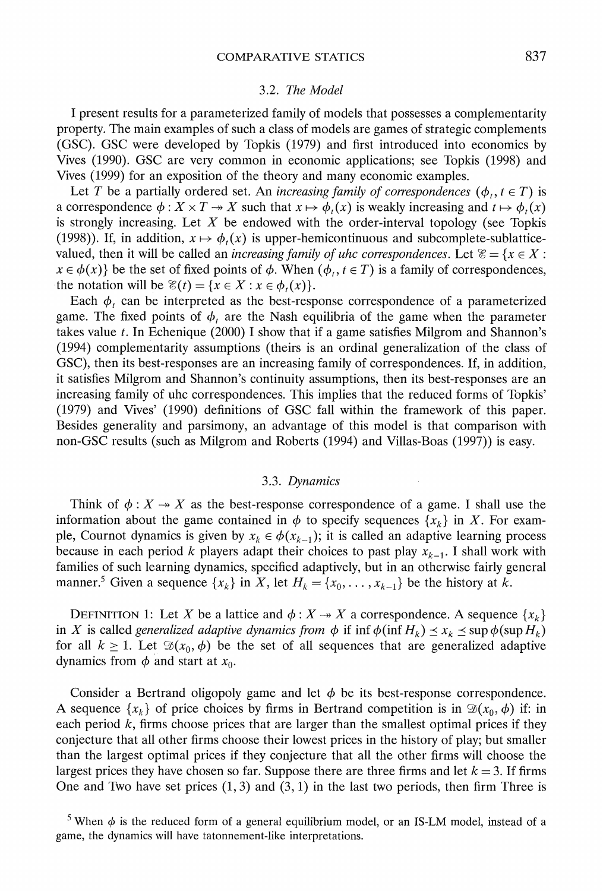### 3.2. *The Model*

I present results for a parameterized family of models that possesses a complementarity property. The main examples of such a class of models are games of strategic complements (GSC). GSC were developed by Topkis (1979) and first introduced into economics by Vives (1990). GSC are very common in economic applications; see Topkis (1998) and Vives (1999) for an exposition of the theory and many economic examples.

Let $T$ be a partially ordered set. An *increasing family of correspondences* $(\phi_t, t \in T)$ is a correspondence $\phi : X \times T \twoheadrightarrow X$ such that $x \mapsto \phi_t(x)$ is weakly increasing and $t \mapsto \phi_t(x)$ is strongly increasing. Let $X$ be endowed with the order-interval topology (see Topkis (1998)). If, in addition, $x \mapsto \phi_t(x)$ is upper-hemicontinuous and subcomplete-sublattice-valued, then it will be called an *increasing family of uhc correspondences*. Let $\mathscr{E} = \{x \in X : x \in \phi(x)\}$ be the set of fixed points of $\phi$. When $(\phi_t, t \in T)$ is a family of correspondences, the notation will be $\mathscr{E}(t) = \{x \in X : x \in \phi_t(x)\}$.

Each $\phi_t$ can be interpreted as the best-response correspondence of a parameterized game. The fixed points of $\phi_t$ are the Nash equilibria of the game when the parameter takes value $t$. In Echenique (2000) I show that if a game satisfies Milgrom and Shannon's (1994) complementarity assumptions (theirs is an ordinal generalization of the class of GSC), then its best-responses are an increasing family of correspondences. If, in addition, it satisfies Milgrom and Shannon's continuity assumptions, then its best-responses are an increasing family of uhc correspondences. This implies that the reduced forms of Topkis' (1979) and Vives' (1990) definitions of GSC fall within the framework of this paper. Besides generality and parsimony, an advantage of this model is that comparison with non-GSC results (such as Milgrom and Roberts (1994) and Villas-Boas (1997)) is easy.

### 3.3. *Dynamics*

Think of $\phi : X \twoheadrightarrow X$ as the best-response correspondence of a game. I shall use the information about the game contained in $\phi$ to specify sequences $\{x_k\}$ in $X$. For example, Cournot dynamics is given by $x_k \in \phi(x_{k-1})$; it is called an adaptive learning process because in each period $k$ players adapt their choices to past play $x_{k-1}$. I shall work with families of such learning dynamics, specified adaptively, but in an otherwise fairly general manner.[5] Given a sequence $\{x_k\}$ in $X$, let $H_k = \{x_0, \ldots, x_{k-1}\}$ be the history at $k$.

DEFINITION 1: Let $X$ be a lattice and $\phi : X \twoheadrightarrow X$ a correspondence. A sequence $\{x_k\}$ in $X$ is called *generalized adaptive dynamics from* $\phi$ if $\inf \phi(\inf H_k) \preceq x_k \preceq \sup \phi(\sup H_k)$ for all $k \geq 1$. Let $\mathscr{D}(x_0, \phi)$ be the set of all sequences that are generalized adaptive dynamics from $\phi$ and start at $x_0$.

Consider a Bertrand oligopoly game and let $\phi$ be its best-response correspondence. A sequence $\{x_k\}$ of price choices by firms in Bertrand competition is in $\mathscr{D}(x_0, \phi)$ if: in each period $k$, firms choose prices that are larger than the smallest optimal prices if they conjecture that all other firms choose their lowest prices in the history of play; but smaller than the largest optimal prices if they conjecture that all the other firms will choose the largest prices they have chosen so far. Suppose there are three firms and let $k = 3$. If firms One and Two have set prices $(1, 3)$ and $(3, 1)$ in the last two periods, then firm Three is

[5] When $\phi$ is the reduced form of a general equilibrium model, or an IS-LM model, instead of a game, the dynamics will have tatonnement-like interpretations.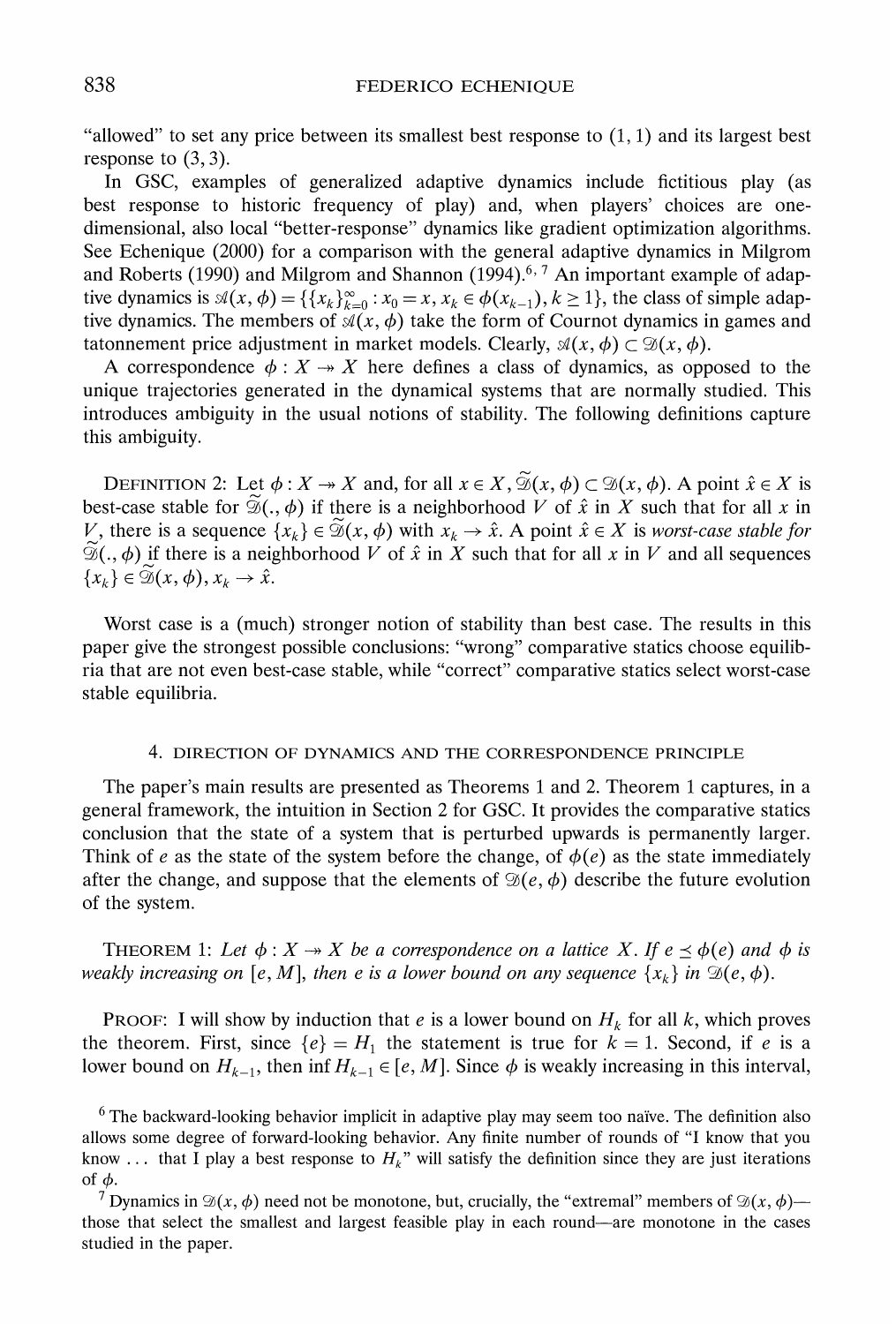"allowed" to set any price between its smallest best response to $(1, 1)$ and its largest best response to $(3, 3)$.

In GSC, examples of generalized adaptive dynamics include fictitious play (as best response to historic frequency of play) and, when players' choices are one-dimensional, also local "better-response" dynamics like gradient optimization algorithms. See Echenique (2000) for a comparison with the general adaptive dynamics in Milgrom and Roberts (1990) and Milgrom and Shannon (1994).[6, 7] An important example of adaptive dynamics is $\mathcal{A}(x, \phi) = \{\{x_k\}_{k=0}^{\infty} : x_0 = x, x_k \in \phi(x_{k-1}), k \geq 1\}$, the class of simple adaptive dynamics. The members of $\mathcal{A}(x, \phi)$ take the form of Cournot dynamics in games and tatonnement price adjustment in market models. Clearly, $\mathcal{A}(x, \phi) \subset \mathcal{D}(x, \phi)$.

A correspondence $\phi : X \twoheadrightarrow X$ here defines a class of dynamics, as opposed to the unique trajectories generated in the dynamical systems that are normally studied. This introduces ambiguity in the usual notions of stability. The following definitions capture this ambiguity.

DEFINITION 2: Let $\phi : X \twoheadrightarrow X$ and, for all $x \in X, \widetilde{\mathcal{D}}(x, \phi) \subset \mathcal{D}(x, \phi)$. A point $\hat{x} \in X$ is best-case stable for $\widetilde{\mathcal{D}}(., \phi)$ if there is a neighborhood $V$ of $\hat{x}$ in $X$ such that for all $x$ in $V$, there is a sequence $\{x_k\} \in \widetilde{\mathcal{D}}(x, \phi)$ with $x_k \to \hat{x}$. A point $\hat{x} \in X$ is *worst-case stable for* $\widetilde{\mathcal{D}}(., \phi)$ if there is a neighborhood $V$ of $\hat{x}$ in $X$ such that for all $x$ in $V$ and all sequences $\{x_k\} \in \widetilde{\mathcal{D}}(x, \phi), x_k \to \hat{x}$.

Worst case is a (much) stronger notion of stability than best case. The results in this paper give the strongest possible conclusions: "wrong" comparative statics choose equilibria that are not even best-case stable, while "correct" comparative statics select worst-case stable equilibria.

## 4. DIRECTION OF DYNAMICS AND THE CORRESPONDENCE PRINCIPLE

The paper's main results are presented as Theorems 1 and 2. Theorem 1 captures, in a general framework, the intuition in Section 2 for GSC. It provides the comparative statics conclusion that the state of a system that is perturbed upwards is permanently larger. Think of $e$ as the state of the system before the change, of $\phi(e)$ as the state immediately after the change, and suppose that the elements of $\mathcal{D}(e, \phi)$ describe the future evolution of the system.

THEOREM 1: *Let $\phi : X \twoheadrightarrow X$ be a correspondence on a lattice $X$. If $e \preceq \phi(e)$ and $\phi$ is weakly increasing on $[e, M]$, then $e$ is a lower bound on any sequence $\{x_k\}$ in $\mathcal{D}(e, \phi)$.*

PROOF: I will show by induction that $e$ is a lower bound on $H_k$ for all $k$, which proves the theorem. First, since $\{e\} = H_1$ the statement is true for $k = 1$. Second, if $e$ is a lower bound on $H_{k-1}$, then $\inf H_{k-1} \in [e, M]$. Since $\phi$ is weakly increasing in this interval,

[6] The backward-looking behavior implicit in adaptive play may seem too naïve. The definition also allows some degree of forward-looking behavior. Any finite number of rounds of "I know that you know ... that I play a best response to $H_k$" will satisfy the definition since they are just iterations of $\phi$.

[7] Dynamics in $\mathcal{D}(x, \phi)$ need not be monotone, but, crucially, the "extremal" members of $\mathcal{D}(x, \phi)$—those that select the smallest and largest feasible play in each round—are monotone in the cases studied in the paper.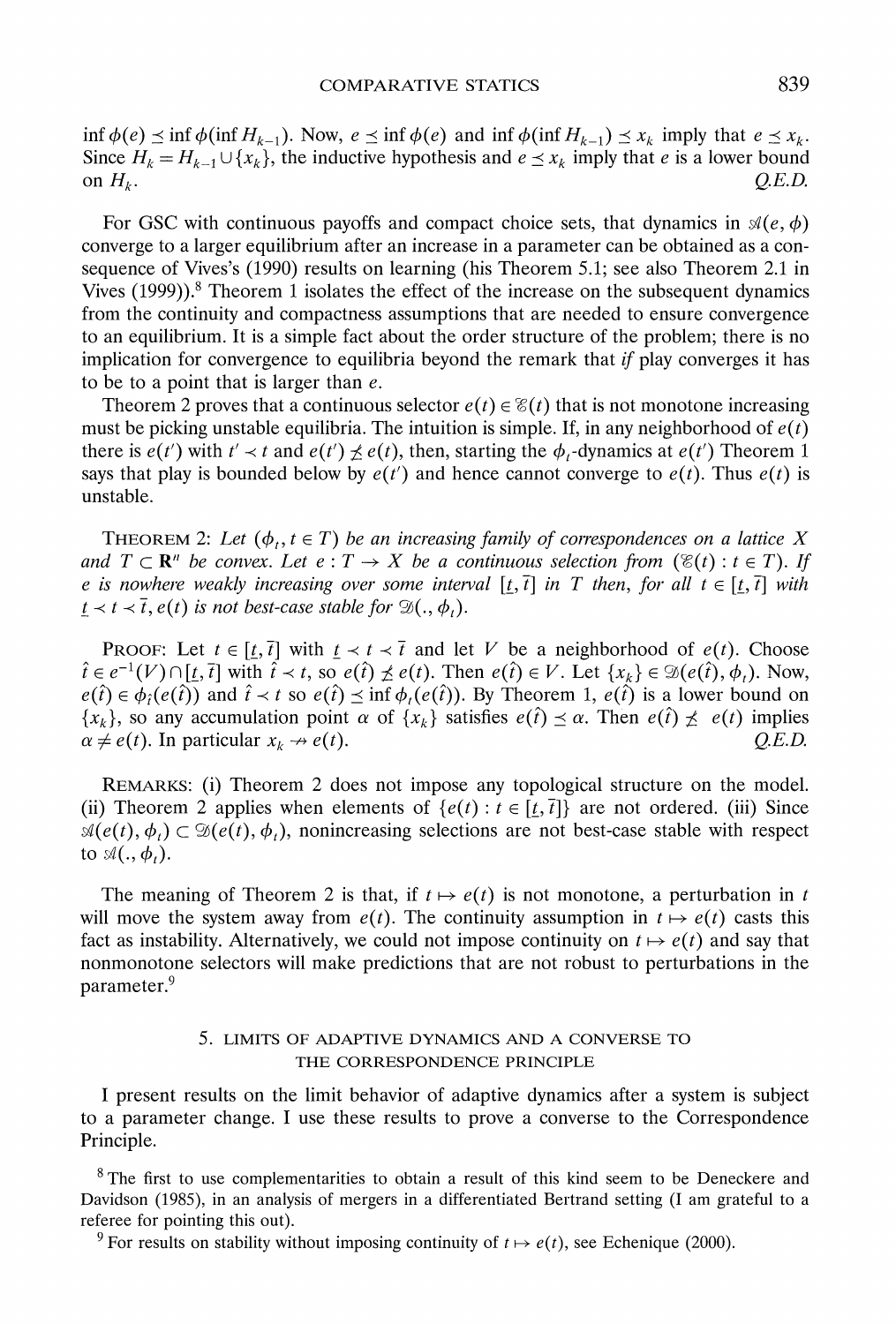$\inf \phi(e) \preceq \inf \phi(\inf H_{k-1})$. Now, $e \preceq \inf \phi(e)$ and $\inf \phi(\inf H_{k-1}) \preceq x_k$ imply that $e \preceq x_k$. Since $H_k = H_{k-1} \cup \{x_k\}$, the inductive hypothesis and $e \preceq x_k$ imply that $e$ is a lower bound on $H_k$. *Q.E.D.*

For GSC with continuous payoffs and compact choice sets, that dynamics in $\mathscr{A}(e, \phi)$ converge to a larger equilibrium after an increase in a parameter can be obtained as a consequence of Vives's (1990) results on learning (his Theorem 5.1; see also Theorem 2.1 in Vives (1999)).[8] Theorem 1 isolates the effect of the increase on the subsequent dynamics from the continuity and compactness assumptions that are needed to ensure convergence to an equilibrium. It is a simple fact about the order structure of the problem; there is no implication for convergence to equilibria beyond the remark that *if* play converges it has to be to a point that is larger than $e$.

Theorem 2 proves that a continuous selector $e(t) \in \mathscr{E}(t)$ that is not monotone increasing must be picking unstable equilibria. The intuition is simple. If, in any neighborhood of $e(t)$ there is $e(t')$ with $t' \prec t$ and $e(t') \not\preceq e(t)$, then, starting the $\phi_t$-dynamics at $e(t')$ Theorem 1 says that play is bounded below by $e(t')$ and hence cannot converge to $e(t)$. Thus $e(t)$ is unstable.

THEOREM 2: *Let $(\phi_t, t \in T)$ be an increasing family of correspondences on a lattice $X$ and $T \subset \mathbf{R}^n$ be convex. Let $e : T \to X$ be a continuous selection from $(\mathscr{E}(t) : t \in T)$. If $e$ is nowhere weakly increasing over some interval $[\underline{t}, \bar{t}]$ in $T$ then, for all $t \in [\underline{t}, \bar{t}]$ with $\underline{t} \prec t \prec \bar{t}$, $e(t)$ is not best-case stable for $\mathscr{D}(., \phi_t)$.*

PROOF: Let $t \in [\underline{t}, \bar{t}]$ with $\underline{t} \prec t \prec \bar{t}$ and let $V$ be a neighborhood of $e(t)$. Choose $\hat{t} \in e^{-1}(V) \cap [\underline{t}, \bar{t}]$ with $\hat{t} \prec t$, so $e(\hat{t}) \not\preceq e(t)$. Then $e(\hat{t}) \in V$. Let $\{x_k\} \in \mathscr{D}(e(\hat{t}), \phi_t)$. Now, $e(\hat{t}) \in \phi_{\hat{t}}(e(\hat{t}))$ and $\hat{t} \prec t$ so $e(\hat{t}) \preceq \inf \phi_t(e(\hat{t}))$. By Theorem 1, $e(\hat{t})$ is a lower bound on $\{x_k\}$, so any accumulation point $\alpha$ of $\{x_k\}$ satisfies $e(\hat{t}) \preceq \alpha$. Then $e(\hat{t}) \not\preceq e(t)$ implies $\alpha \neq e(t)$. In particular $x_k \nrightarrow e(t)$. *Q.E.D.*

REMARKS: (i) Theorem 2 does not impose any topological structure on the model. (ii) Theorem 2 applies when elements of $\{e(t) : t \in [\underline{t}, \bar{t}]\}$ are not ordered. (iii) Since $\mathscr{A}(e(t), \phi_t) \subset \mathscr{D}(e(t), \phi_t)$, nonincreasing selections are not best-case stable with respect to $\mathscr{A}(., \phi_t)$.

The meaning of Theorem 2 is that, if $t \mapsto e(t)$ is not monotone, a perturbation in $t$ will move the system away from $e(t)$. The continuity assumption in $t \mapsto e(t)$ casts this fact as instability. Alternatively, we could not impose continuity on $t \mapsto e(t)$ and say that nonmonotone selectors will make predictions that are not robust to perturbations in the parameter.[9]

## 5. LIMITS OF ADAPTIVE DYNAMICS AND A CONVERSE TO THE CORRESPONDENCE PRINCIPLE

I present results on the limit behavior of adaptive dynamics after a system is subject to a parameter change. I use these results to prove a converse to the Correspondence Principle.

[8] The first to use complementarities to obtain a result of this kind seem to be Deneckere and Davidson (1985), in an analysis of mergers in a differentiated Bertrand setting (I am grateful to a referee for pointing this out).

[9] For results on stability without imposing continuity of $t \mapsto e(t)$, see Echenique (2000).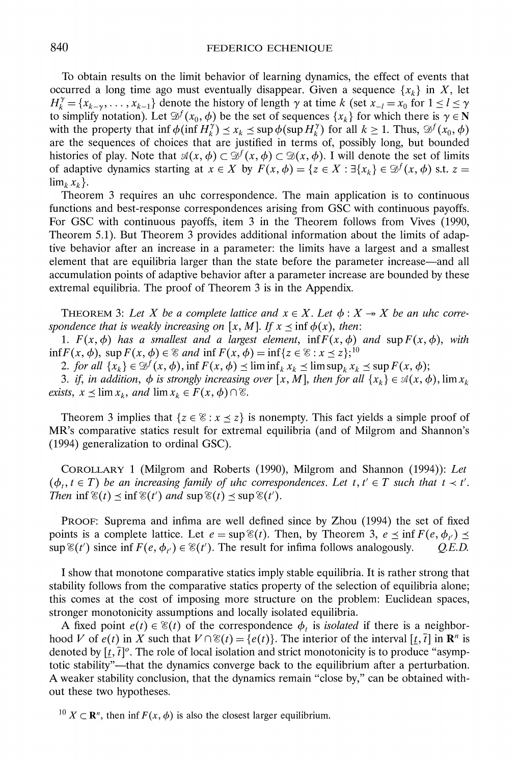To obtain results on the limit behavior of learning dynamics, the effect of events that occurred a long time ago must eventually disappear. Given a sequence $\{x_k\}$ in $X$, let $H_k^\gamma = \{x_{k-\gamma}, \ldots, x_{k-1}\}$ denote the history of length $\gamma$ at time $k$ (set $x_{-l} = x_0$ for $1 \leq l \leq \gamma$ to simplify notation). Let $\mathcal{D}^f(x_0, \phi)$ be the set of sequences $\{x_k\}$ for which there is $\gamma \in \mathbf{N}$ with the property that $\inf \phi(\inf H_k^\gamma) \preceq x_k \preceq \sup \phi(\sup H_k^\gamma)$ for all $k \geq 1$. Thus, $\mathcal{D}^f(x_0, \phi)$ are the sequences of choices that are justified in terms of, possibly long, but bounded histories of play. Note that $\mathcal{A}(x, \phi) \subset \mathcal{D}^f(x, \phi) \subset \mathcal{D}(x, \phi)$. I will denote the set of limits of adaptive dynamics starting at $x \in X$ by $F(x, \phi) = \{z \in X : \exists \{x_k\} \in \mathcal{D}^f(x, \phi) \text{ s.t. } z = \lim_k x_k\}$.

Theorem 3 requires an uhc correspondence. The main application is to continuous functions and best-response correspondences arising from GSC with continuous payoffs. For GSC with continuous payoffs, item 3 in the Theorem follows from Vives (1990, Theorem 5.1). But Theorem 3 provides additional information about the limits of adaptive behavior after an increase in a parameter: the limits have a largest and a smallest element that are equilibria larger than the state before the parameter increase—and all accumulation points of adaptive behavior after a parameter increase are bounded by these extremal equilibria. The proof of Theorem 3 is in the Appendix.

THEOREM 3: *Let $X$ be a complete lattice and $x \in X$. Let $\phi : X \twoheadrightarrow X$ be an uhc correspondence that is weakly increasing on $[x, M]$. If $x \preceq \inf \phi(x)$, then:*

1. *$F(x, \phi)$ has a smallest and a largest element, $\inf F(x, \phi)$ and $\sup F(x, \phi)$, with $\inf F(x, \phi)$, $\sup F(x, \phi) \in \mathcal{E}$ and $\inf F(x, \phi) = \inf\{z \in \mathcal{E} : x \preceq z\}$;*[10]
2. *for all $\{x_k\} \in \mathcal{D}^f(x, \phi)$, $\inf F(x, \phi) \preceq \liminf_k x_k \preceq \limsup_k x_k \preceq \sup F(x, \phi)$;*
3. *if, in addition, $\phi$ is strongly increasing over $[x, M]$, then for all $\{x_k\} \in \mathcal{A}(x, \phi)$, $\lim x_k$ exists, $x \preceq \lim x_k$, and $\lim x_k \in F(x, \phi) \cap \mathcal{E}$.*

Theorem 3 implies that $\{z \in \mathcal{E} : x \preceq z\}$ is nonempty. This fact yields a simple proof of MR's comparative statics result for extremal equilibria (and of Milgrom and Shannon's (1994) generalization to ordinal GSC).

COROLLARY 1 (Milgrom and Roberts (1990), Milgrom and Shannon (1994)): *Let $(\phi_t, t \in T)$ be an increasing family of uhc correspondences. Let $t, t' \in T$ such that $t \prec t'$. Then $\inf \mathcal{E}(t) \preceq \inf \mathcal{E}(t')$ and $\sup \mathcal{E}(t) \preceq \sup \mathcal{E}(t')$.*

PROOF: Suprema and infima are well defined since by Zhou (1994) the set of fixed points is a complete lattice. Let $e = \sup \mathcal{E}(t)$. Then, by Theorem 3, $e \preceq \inf F(e, \phi_{t'}) \preceq \sup \mathcal{E}(t')$ since $\inf F(e, \phi_{t'}) \in \mathcal{E}(t')$. The result for infima follows analogously. *Q.E.D.*

I show that monotone comparative statics imply stable equilibria. It is rather strong that stability follows from the comparative statics property of the selection of equilibria alone; this comes at the cost of imposing more structure on the problem: Euclidean spaces, stronger monotonicity assumptions and locally isolated equilibria.

A fixed point $e(t) \in \mathcal{E}(t)$ of the correspondence $\phi_t$ is *isolated* if there is a neighborhood $V$ of $e(t)$ in $X$ such that $V \cap \mathcal{E}(t) = \{e(t)\}$. The interior of the interval $[\underline{t}, \overline{t}]$ in $\mathbf{R}^n$ is denoted by $[\underline{t}, \overline{t}]^o$. The role of local isolation and strict monotonicity is to produce "asymptotic stability"—that the dynamics converge back to the equilibrium after a perturbation. A weaker stability conclusion, that the dynamics remain "close by," can be obtained without these two hypotheses.

[10] $X \subset \mathbf{R}^n$, then $\inf F(x, \phi)$ is also the closest larger equilibrium.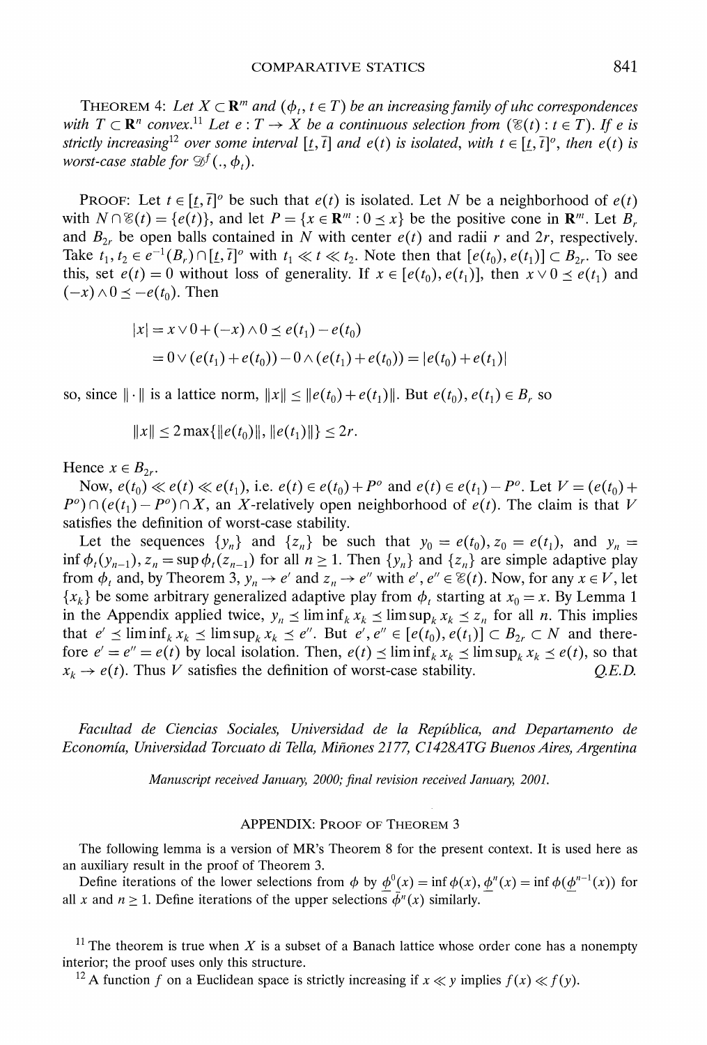THEOREM 4: *Let $X \subset \mathbf{R}^m$ and $(\phi_t, t \in T)$ be an increasing family of uhc correspondences with $T \subset \mathbf{R}^n$ convex.*[11] *Let $e : T \to X$ be a continuous selection from $(\mathscr{E}(t) : t \in T)$. If $e$ is strictly increasing*[12] *over some interval $[\underline{t}, \bar{t}]$ and $e(t)$ is isolated, with $t \in [\underline{t}, \bar{t}]^o$, then $e(t)$ is worst-case stable for $\mathscr{D}^f(., \phi_t)$.*

PROOF: Let $t \in [\underline{t}, \bar{t}]^o$ be such that $e(t)$ is isolated. Let $N$ be a neighborhood of $e(t)$ with $N \cap \mathscr{E}(t) = \{e(t)\}$, and let $P = \{x \in \mathbf{R}^m : 0 \preceq x\}$ be the positive cone in $\mathbf{R}^m$. Let $B_r$ and $B_{2r}$ be open balls contained in $N$ with center $e(t)$ and radii $r$ and $2r$, respectively. Take $t_1, t_2 \in e^{-1}(B_r) \cap [\underline{t}, \bar{t}]^o$ with $t_1 \ll t \ll t_2$. Note then that $[e(t_0), e(t_1)] \subset B_{2r}$. To see this, set $e(t) = 0$ without loss of generality. If $x \in [e(t_0), e(t_1)]$, then $x \vee 0 \preceq e(t_1)$ and $(-x) \wedge 0 \preceq -e(t_0)$. Then

$$
\begin{aligned}
|x| &= x \vee 0 + (-x) \wedge 0 \preceq e(t_1) - e(t_0) \\
&= 0 \vee (e(t_1) + e(t_0)) - 0 \wedge (e(t_1) + e(t_0)) = |e(t_0) + e(t_1)|
\end{aligned}
$$

so, since $\|\cdot\|$ is a lattice norm, $\|x\| \leq \|e(t_0) + e(t_1)\|$. But $e(t_0), e(t_1) \in B_r$ so

$$
\|x\| \leq 2 \max\{\|e(t_0)\|, \|e(t_1)\|\} \leq 2r.
$$

Hence $x \in B_{2r}$.

Now, $e(t_0) \ll e(t) \ll e(t_1)$, i.e. $e(t) \in e(t_0) + P^o$ and $e(t) \in e(t_1) - P^o$. Let $V = (e(t_0) + P^o) \cap (e(t_1) - P^o) \cap X$, an $X$-relatively open neighborhood of $e(t)$. The claim is that $V$ satisfies the definition of worst-case stability.

Let the sequences $\{y_n\}$ and $\{z_n\}$ be such that $y_0 = e(t_0)$, $z_0 = e(t_1)$, and $y_n = \inf \phi_t(y_{n-1})$, $z_n = \sup \phi_t(z_{n-1})$ for all $n \geq 1$. Then $\{y_n\}$ and $\{z_n\}$ are simple adaptive play from $\phi_t$ and, by Theorem 3, $y_n \to e'$ and $z_n \to e''$ with $e', e'' \in \mathscr{E}(t)$. Now, for any $x \in V$, let $\{x_k\}$ be some arbitrary generalized adaptive play from $\phi_t$ starting at $x_0 = x$. By Lemma 1 in the Appendix applied twice, $y_n \preceq \liminf_k x_k \preceq \limsup_k x_k \preceq z_n$ for all $n$. This implies that $e' \preceq \liminf_k x_k \preceq \limsup_k x_k \preceq e''$. But $e', e'' \in [e(t_0), e(t_1)] \subset B_{2r} \subset N$ and therefore $e' = e'' = e(t)$ by local isolation. Then, $e(t) \preceq \liminf_k x_k \preceq \limsup_k x_k \preceq e(t)$, so that $x_k \to e(t)$. Thus $V$ satisfies the definition of worst-case stability. *Q.E.D.*

*Facultad de Ciencias Sociales, Universidad de la República, and Departamento de Economía, Universidad Torcuato di Tella, Miñones 2177, C1428ATG Buenos Aires, Argentina*

*Manuscript received January, 2000; final revision received January, 2001.*

## APPENDIX: PROOF OF THEOREM 3

The following lemma is a version of MR's Theorem 8 for the present context. It is used here as an auxiliary result in the proof of Theorem 3.

Define iterations of the lower selections from $\phi$ by $\underline{\phi}^0(x) = \inf \phi(x)$, $\underline{\phi}^n(x) = \inf \phi(\underline{\phi}^{n-1}(x))$ for all $x$ and $n \geq 1$. Define iterations of the upper selections $\bar{\phi}^n(x)$ similarly.

[11] The theorem is true when $X$ is a subset of a Banach lattice whose order cone has a nonempty interior; the proof uses only this structure.

[12] A function $f$ on a Euclidean space is strictly increasing if $x \ll y$ implies $f(x) \ll f(y)$.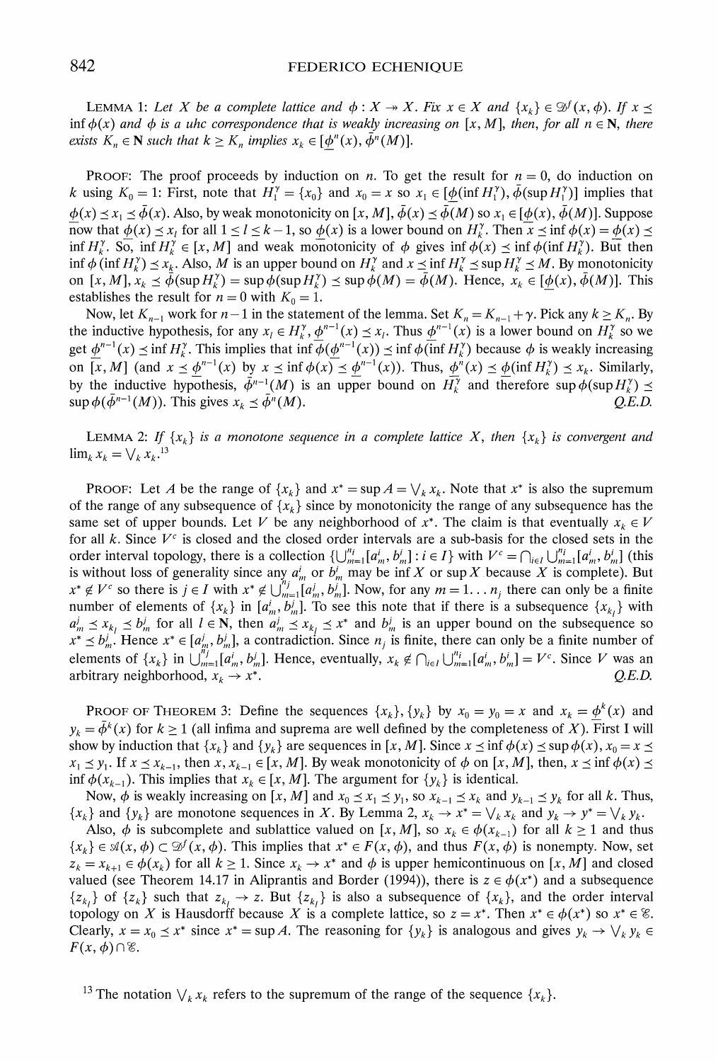LEMMA 1: *Let $X$ be a complete lattice and $\phi : X \twoheadrightarrow X$. Fix $x \in X$ and $\{x_k\} \in \mathscr{D}^f(x, \phi)$. If $x \preceq \inf \phi(x)$ and $\phi$ is a uhc correspondence that is weakly increasing on $[x, M]$, then, for all $n \in \mathbf{N}$, there exists $K_n \in \mathbf{N}$ such that $k \geq K_n$ implies $x_k \in [\underline{\phi}^n(x), \bar{\phi}^n(M)]$.*

PROOF: The proof proceeds by induction on $n$. To get the result for $n = 0$, do induction on $k$ using $K_0 = 1$: First, note that $H_1^\gamma = \{x_0\}$ and $x_0 = x$ so $x_1 \in [\underline{\phi}(\inf H_1^\gamma), \bar{\phi}(\sup H_1^\gamma)]$ implies that $\underline{\phi}(x) \preceq x_1 \preceq \bar{\phi}(x)$. Also, by weak monotonicity on $[x, M]$, $\bar{\phi}(x) \preceq \bar{\phi}(M)$ so $x_1 \in [\underline{\phi}(x), \bar{\phi}(M)]$. Suppose now that $\underline{\phi}(x) \preceq x_l$ for all $1 \leq l \leq k-1$, so $\underline{\phi}(x)$ is a lower bound on $H_k^\gamma$. Then $x \preceq \inf \phi(x) = \underline{\phi}(x) \preceq \inf H_k^\gamma$. So, $\inf H_k^\gamma \in [x, M]$ and weak monotonicity of $\phi$ gives $\inf \phi(x) \preceq \inf \phi(\inf H_k^\gamma)$. But then $\inf \phi(\inf H_k^\gamma) \preceq x_k$. Also, $M$ is an upper bound on $H_k^\gamma$ and $x \preceq \inf H_k^\gamma \preceq \sup H_k^\gamma \preceq M$. By monotonicity on $[x, M]$, $x_k \preceq \bar{\phi}(\sup H_k^\gamma) = \sup \phi(\sup H_k^\gamma) \preceq \sup \phi(M) = \bar{\phi}(M)$. Hence, $x_k \in [\underline{\phi}(x), \bar{\phi}(M)]$. This establishes the result for $n = 0$ with $K_0 = 1$.

Now, let $K_{n-1}$ work for $n-1$ in the statement of the lemma. Set $K_n = K_{n-1} + \gamma$. Pick any $k \geq K_n$. By the inductive hypothesis, for any $x_l \in H_k^\gamma$, $\underline{\phi}^{n-1}(x) \preceq x_l$. Thus $\underline{\phi}^{n-1}(x)$ is a lower bound on $H_k^\gamma$ so we get $\underline{\phi}^{n-1}(x) \preceq \inf H_k^\gamma$. This implies that $\inf \phi(\underline{\phi}^{n-1}(x)) \preceq \inf \phi(\inf H_k^\gamma)$ because $\phi$ is weakly increasing on $[x, M]$ (and $x \preceq \underline{\phi}^{n-1}(x)$ by $x \preceq \inf \phi(x) \preceq \underline{\phi}^{n-1}(x)$). Thus, $\underline{\phi}^n(x) \preceq \underline{\phi}(\inf H_k^\gamma) \preceq x_k$. Similarly, by the inductive hypothesis, $\bar{\phi}^{n-1}(M)$ is an upper bound on $H_k^\gamma$ and therefore $\sup \phi(\sup H_k^\gamma) \preceq \sup \phi(\bar{\phi}^{n-1}(M))$. This gives $x_k \preceq \bar{\phi}^n(M)$. *Q.E.D.*

LEMMA 2: *If $\{x_k\}$ is a monotone sequence in a complete lattice $X$, then $\{x_k\}$ is convergent and $\lim_k x_k = \bigvee_k x_k$.*[13]

PROOF: Let $A$ be the range of $\{x_k\}$ and $x^* = \sup A = \bigvee_k x_k$. Note that $x^*$ is also the supremum of the range of any subsequence of $\{x_k\}$ since by monotonicity the range of any subsequence has the same set of upper bounds. Let $V$ be any neighborhood of $x^*$. The claim is that eventually $x_k \in V$ for all $k$. Since $V^c$ is closed and the closed order intervals are a sub-basis for the closed sets in the order interval topology, there is a collection $\{\bigcup_{m=1}^{n_i} [a_m^i, b_m^i] : i \in I\}$ with $V^c = \bigcap_{i \in I} \bigcup_{m=1}^{n_i} [a_m^i, b_m^i]$ (this is without loss of generality since any $a_m^i$ or $b_m^i$ may be $\inf X$ or $\sup X$ because $X$ is complete). But $x^* \notin V^c$ so there is $j \in I$ with $x^* \notin \bigcup_{m=1}^{n_j} [a_m^j, b_m^j]$. Now, for any $m = 1 \dots n_j$ there can only be a finite number of elements of $\{x_k\}$ in $[a_m^j, b_m^j]$. To see this note that if there is a subsequence $\{x_{k_l}\}$ with $a_m^j \preceq x_{k_l} \preceq b_m^j$ for all $l \in \mathbf{N}$, then $a_m^j \preceq x_{k_l} \preceq x^*$ and $b_m^j$ is an upper bound on the subsequence so $x^* \preceq b_m^j$. Hence $x^* \in [a_m^j, b_m^j]$, a contradiction. Since $n_j$ is finite, there can only be a finite number of elements of $\{x_k\}$ in $\bigcup_{m=1}^{n_j} [a_m^j, b_m^j]$. Hence, eventually, $x_k \notin \bigcap_{i \in I} \bigcup_{m=1}^{n_i} [a_m^i, b_m^i] = V^c$. Since $V$ was an arbitrary neighborhood, $x_k \to x^*$. *Q.E.D.*

PROOF OF THEOREM 3: Define the sequences $\{x_k\}, \{y_k\}$ by $x_0 = y_0 = x$ and $x_k = \underline{\phi}^k(x)$ and $y_k = \bar{\phi}^k(x)$ for $k \geq 1$ (all infima and suprema are well defined by the completeness of $X$). First I will show by induction that $\{x_k\}$ and $\{y_k\}$ are sequences in $[x, M]$. Since $x \preceq \inf \phi(x) \preceq \sup \phi(x)$, $x_0 = x \preceq x_1 \preceq y_1$. If $x \preceq x_{k-1}$, then $x, x_{k-1} \in [x, M]$. By weak monotonicity of $\phi$ on $[x, M]$, then, $x \preceq \inf \phi(x) \preceq \inf \phi(x_{k-1})$. This implies that $x_k \in [x, M]$. The argument for $\{y_k\}$ is identical.

Now, $\phi$ is weakly increasing on $[x, M]$ and $x_0 \preceq x_1 \preceq y_1$, so $x_{k-1} \preceq x_k$ and $y_{k-1} \preceq y_k$ for all $k$. Thus, $\{x_k\}$ and $\{y_k\}$ are monotone sequences in $X$. By Lemma 2, $x_k \to x^* = \bigvee_k x_k$ and $y_k \to y^* = \bigvee_k y_k$.

Also, $\phi$ is subcomplete and sublattice valued on $[x, M]$, so $x_k \in \phi(x_{k-1})$ for all $k \geq 1$ and thus $\{x_k\} \in \mathscr{A}(x, \phi) \subset \mathscr{D}^f(x, \phi)$. This implies that $x^* \in F(x, \phi)$, and thus $F(x, \phi)$ is nonempty. Now, set $z_k = x_{k+1} \in \phi(x_k)$ for all $k \geq 1$. Since $x_k \to x^*$ and $\phi$ is upper hemicontinuous on $[x, M]$ and closed valued (see Theorem 14.17 in Aliprantis and Border (1994)), there is $z \in \phi(x^*)$ and a subsequence $\{z_{k_l}\}$ of $\{z_k\}$ such that $z_{k_l} \to z$. But $\{z_{k_l}\}$ is also a subsequence of $\{x_k\}$, and the order interval topology on $X$ is Hausdorff because $X$ is a complete lattice, so $z = x^*$. Then $x^* \in \phi(x^*)$ so $x^* \in \mathscr{E}$. Clearly, $x = x_0 \preceq x^*$ since $x^* = \sup A$. The reasoning for $\{y_k\}$ is analogous and gives $y_k \to \bigvee_k y_k \in F(x, \phi) \cap \mathscr{E}$.

[13] The notation $\bigvee_k x_k$ refers to the supremum of the range of the sequence $\{x_k\}$.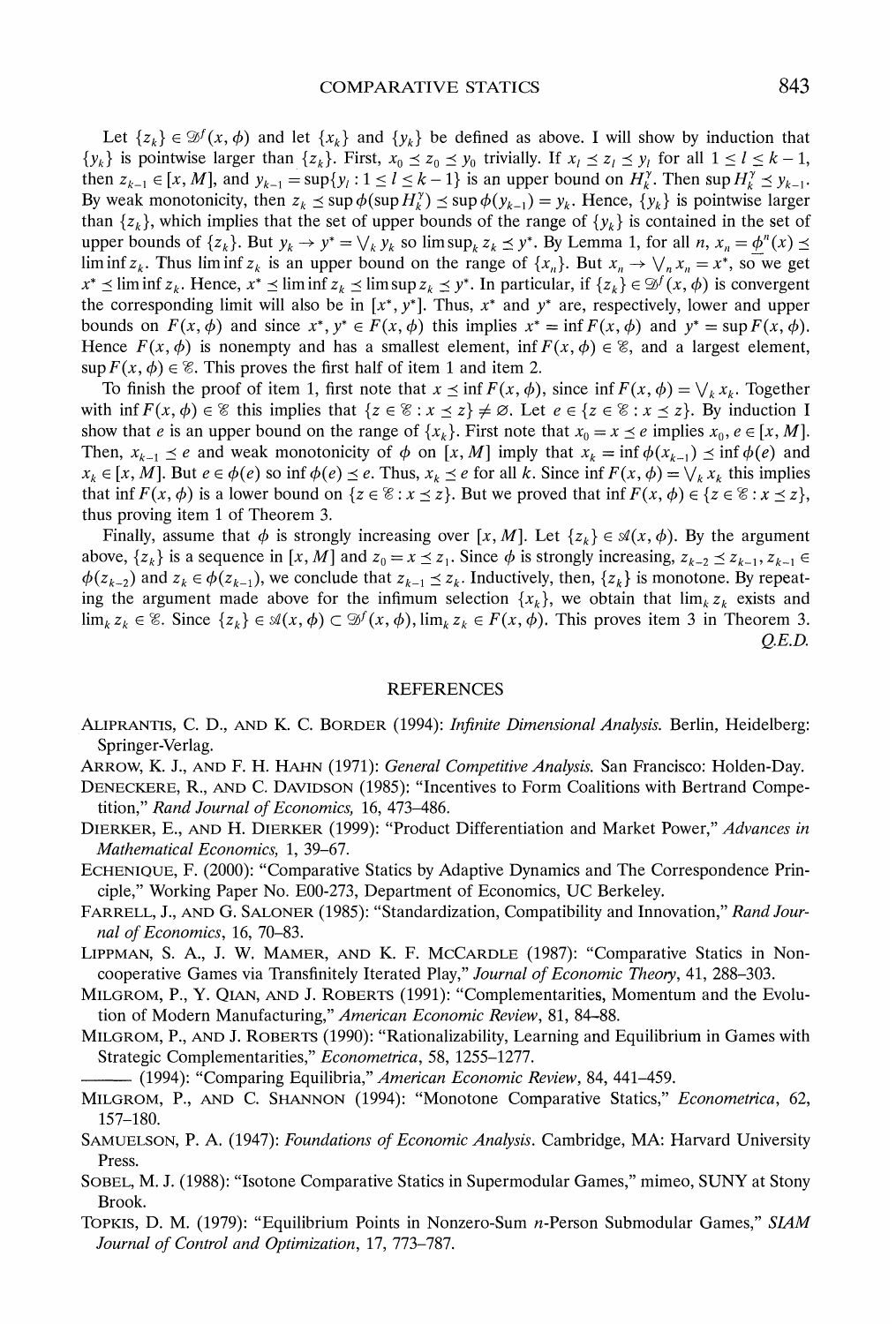Let $\{z_k\} \in \mathcal{D}^f(x, \phi)$ and let $\{x_k\}$ and $\{y_k\}$ be defined as above. I will show by induction that $\{y_k\}$ is pointwise larger than $\{z_k\}$. First, $x_0 \preceq z_0 \preceq y_0$ trivially. If $x_l \preceq z_l \preceq y_l$ for all $1 \leq l \leq k-1$, then $z_{k-1} \in [x, M]$, and $y_{k-1} = \sup\{y_l : 1 \leq l \leq k-1\}$ is an upper bound on $H_k^y$. Then $\sup H_k^y \preceq y_{k-1}$. By weak monotonicity, then $z_k \preceq \sup \phi(\sup H_k^y) \preceq \sup \phi(y_{k-1}) = y_k$. Hence, $\{y_k\}$ is pointwise larger than $\{z_k\}$, which implies that the set of upper bounds of the range of $\{y_k\}$ is contained in the set of upper bounds of $\{z_k\}$. But $y_k \to y^* = \bigvee_k y_k$ so $\limsup_k z_k \preceq y^*$. By Lemma 1, for all $n$, $x_n = \underline{\phi}^n(x) \preceq \liminf z_k$. Thus $\liminf z_k$ is an upper bound on the range of $\{x_n\}$. But $x_n \to \bigvee_n x_n = x^*$, so we get $x^* \preceq \liminf z_k$. Hence, $x^* \preceq \liminf z_k \preceq \limsup z_k \preceq y^*$. In particular, if $\{z_k\} \in \mathcal{D}^f(x, \phi)$ is convergent the corresponding limit will also be in $[x^*, y^*]$. Thus, $x^*$ and $y^*$ are, respectively, lower and upper bounds on $F(x, \phi)$ and since $x^*, y^* \in F(x, \phi)$ this implies $x^* = \inf F(x, \phi)$ and $y^* = \sup F(x, \phi)$. Hence $F(x, \phi)$ is nonempty and has a smallest element, $\inf F(x, \phi) \in \mathcal{E}$, and a largest element, $\sup F(x, \phi) \in \mathcal{E}$. This proves the first half of item 1 and item 2.

To finish the proof of item 1, first note that $x \preceq \inf F(x, \phi)$, since $\inf F(x, \phi) = \bigvee_k x_k$. Together with $\inf F(x, \phi) \in \mathcal{E}$ this implies that $\{z \in \mathcal{E} : x \preceq z\} \neq \varnothing$. Let $e \in \{z \in \mathcal{E} : x \preceq z\}$. By induction I show that $e$ is an upper bound on the range of $\{x_k\}$. First note that $x_0 = x \preceq e$ implies $x_0, e \in [x, M]$. Then, $x_{k-1} \preceq e$ and weak monotonicity of $\phi$ on $[x, M]$ imply that $x_k = \inf \phi(x_{k-1}) \preceq \inf \phi(e)$ and $x_k \in [x, M]$. But $e \in \phi(e)$ so $\inf \phi(e) \preceq e$. Thus, $x_k \preceq e$ for all $k$. Since $\inf F(x, \phi) = \bigvee_k x_k$ this implies that $\inf F(x, \phi)$ is a lower bound on $\{z \in \mathcal{E} : x \preceq z\}$. But we proved that $\inf F(x, \phi) \in \{z \in \mathcal{E} : x \preceq z\}$, thus proving item 1 of Theorem 3.

Finally, assume that $\phi$ is strongly increasing over $[x, M]$. Let $\{z_k\} \in \mathcal{A}(x, \phi)$. By the argument above, $\{z_k\}$ is a sequence in $[x, M]$ and $z_0 = x \preceq z_1$. Since $\phi$ is strongly increasing, $z_{k-2} \preceq z_{k-1}$, $z_{k-1} \in \phi(z_{k-2})$ and $z_k \in \phi(z_{k-1})$, we conclude that $z_{k-1} \preceq z_k$. Inductively, then, $\{z_k\}$ is monotone. By repeating the argument made above for the infimum selection $\{x_k\}$, we obtain that $\lim_k z_k$ exists and $\lim_k z_k \in \mathcal{E}$. Since $\{z_k\} \in \mathcal{A}(x, \phi) \subset \mathcal{D}^f(x, \phi)$, $\lim_k z_k \in F(x, \phi)$. This proves item 3 in Theorem 3. *Q.E.D.*

## REFERENCES

Aliprantis, C. D., and K. C. Border (1994): *Infinite Dimensional Analysis*. Berlin, Heidelberg: Springer-Verlag.

Arrow, K. J., and F. H. Hahn (1971): *General Competitive Analysis*. San Francisco: Holden-Day.

Deneckere, R., and C. Davidson (1985): "Incentives to Form Coalitions with Bertrand Competition," *Rand Journal of Economics*, 16, 473–486.

Dierker, E., and H. Dierker (1999): "Product Differentiation and Market Power," *Advances in Mathematical Economics*, 1, 39–67.

Echenique, F. (2000): "Comparative Statics by Adaptive Dynamics and The Correspondence Principle," Working Paper No. E00-273, Department of Economics, UC Berkeley.

Farrell, J., and G. Saloner (1985): "Standardization, Compatibility and Innovation," *Rand Journal of Economics*, 16, 70–83.

Lippman, S. A., J. W. Mamer, and K. F. McCardle (1987): "Comparative Statics in Non-cooperative Games via Transfinitely Iterated Play," *Journal of Economic Theory*, 41, 288–303.

Milgrom, P., Y. Qian, and J. Roberts (1991): "Complementarities, Momentum and the Evolution of Modern Manufacturing," *American Economic Review*, 81, 84–88.

Milgrom, P., and J. Roberts (1990): "Rationalizability, Learning and Equilibrium in Games with Strategic Complementarities," *Econometrica*, 58, 1255–1277.

——— (1994): "Comparing Equilibria," *American Economic Review*, 84, 441–459.

Milgrom, P., and C. Shannon (1994): "Monotone Comparative Statics," *Econometrica*, 62, 157–180.

Samuelson, P. A. (1947): *Foundations of Economic Analysis*. Cambridge, MA: Harvard University Press.

Sobel, M. J. (1988): "Isotone Comparative Statics in Supermodular Games," mimeo, SUNY at Stony Brook.

Topkis, D. M. (1979): "Equilibrium Points in Nonzero-Sum $n$-Person Submodular Games," *SIAM Journal of Control and Optimization*, 17, 773–787.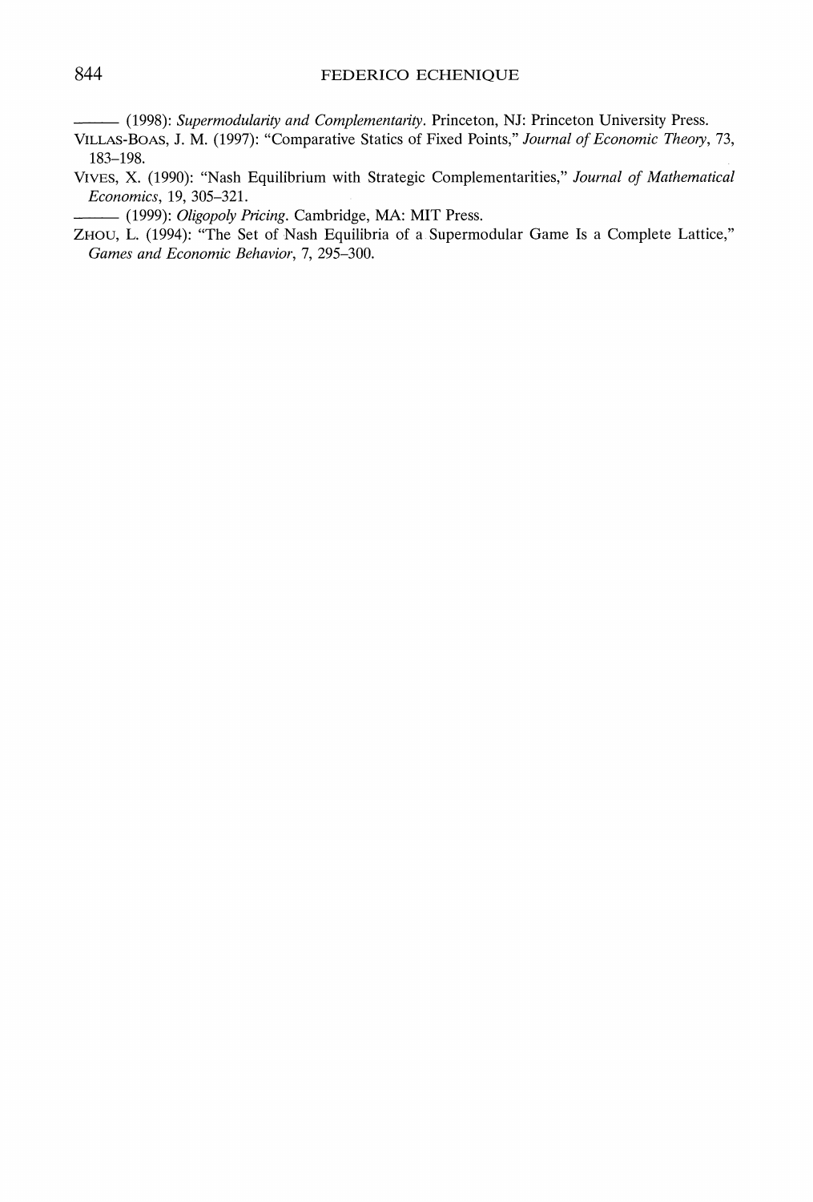——— (1998): *Supermodularity and Complementarity*. Princeton, NJ: Princeton University Press.

VILLAS-BOAS, J. M. (1997): "Comparative Statics of Fixed Points," *Journal of Economic Theory*, 73, 183–198.

VIVES, X. (1990): "Nash Equilibrium with Strategic Complementarities," *Journal of Mathematical Economics*, 19, 305–321.

——— (1999): *Oligopoly Pricing*. Cambridge, MA: MIT Press.

ZHOU, L. (1994): "The Set of Nash Equilibria of a Supermodular Game Is a Complete Lattice," *Games and Economic Behavior*, 7, 295–300.